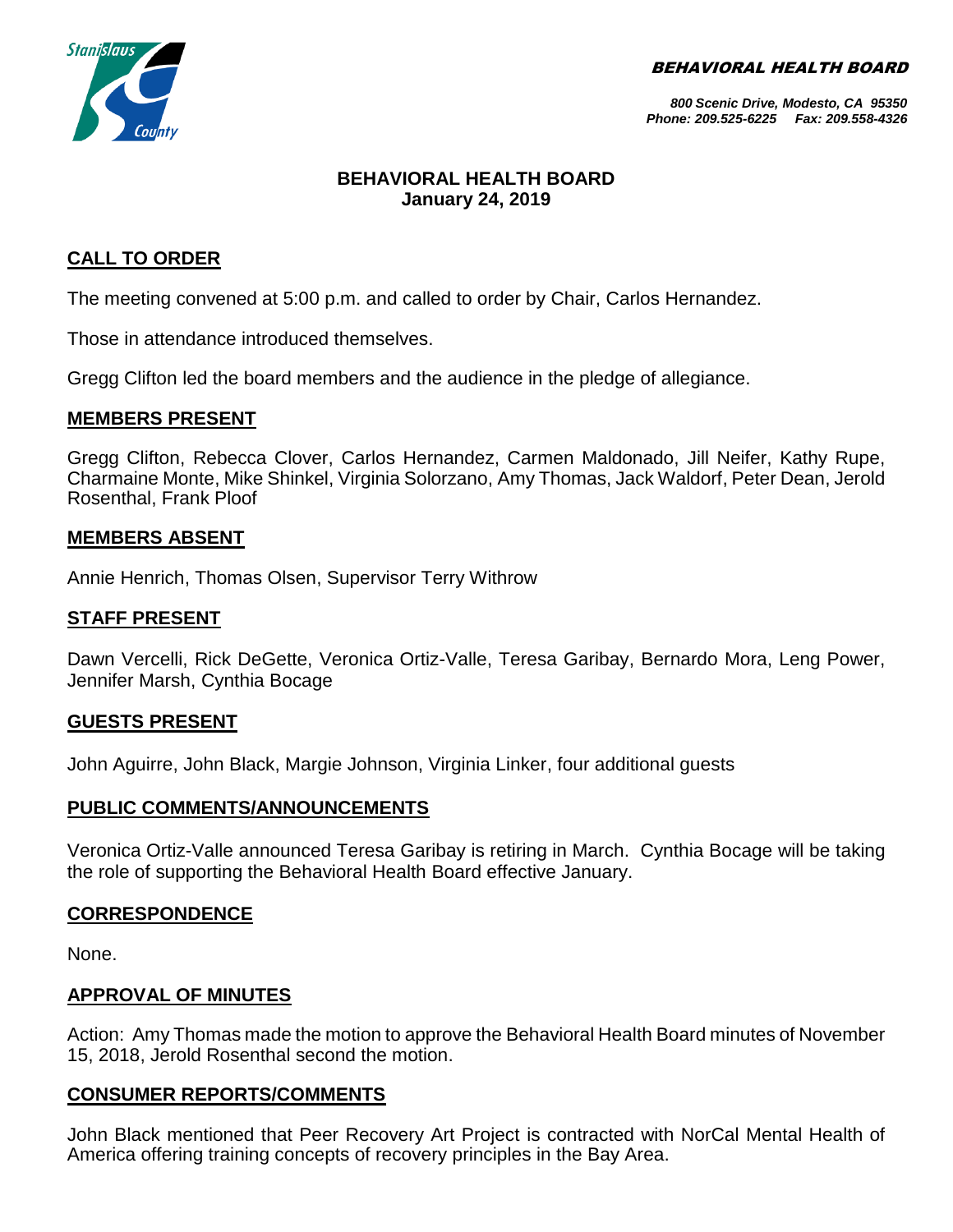BEHAVIORAL HEALTH BOARD

800 Scenic Drive, Modesto, CA 95350
Phone: 209.525-6225 Fax: 209.558-4326

# BEHAVIORAL HEALTH BOARD
**January 24, 2019**

## CALL TO ORDER

The meeting convened at 5:00 p.m. and called to order by Chair, Carlos Hernandez.

Those in attendance introduced themselves.

Gregg Clifton led the board members and the audience in the pledge of allegiance.

## MEMBERS PRESENT

Gregg Clifton, Rebecca Clover, Carlos Hernandez, Carmen Maldonado, Jill Neifer, Kathy Rupe, Charmaine Monte, Mike Shinkel, Virginia Solorzano, Amy Thomas, Jack Waldorf, Peter Dean, Jerold Rosenthal, Frank Ploof

## MEMBERS ABSENT

Annie Henrich, Thomas Olsen, Supervisor Terry Withrow

## STAFF PRESENT

Dawn Vercelli, Rick DeGette, Veronica Ortiz-Valle, Teresa Garibay, Bernardo Mora, Leng Power, Jennifer Marsh, Cynthia Bocage

## GUESTS PRESENT

John Aguirre, John Black, Margie Johnson, Virginia Linker, four additional guests

## PUBLIC COMMENTS/ANNOUNCEMENTS

Veronica Ortiz-Valle announced Teresa Garibay is retiring in March. Cynthia Bocage will be taking the role of supporting the Behavioral Health Board effective January.

## CORRESPONDENCE

None.

## APPROVAL OF MINUTES

Action: Amy Thomas made the motion to approve the Behavioral Health Board minutes of November 15, 2018, Jerold Rosenthal second the motion.

## CONSUMER REPORTS/COMMENTS

John Black mentioned that Peer Recovery Art Project is contracted with NorCal Mental Health of America offering training concepts of recovery principles in the Bay Area.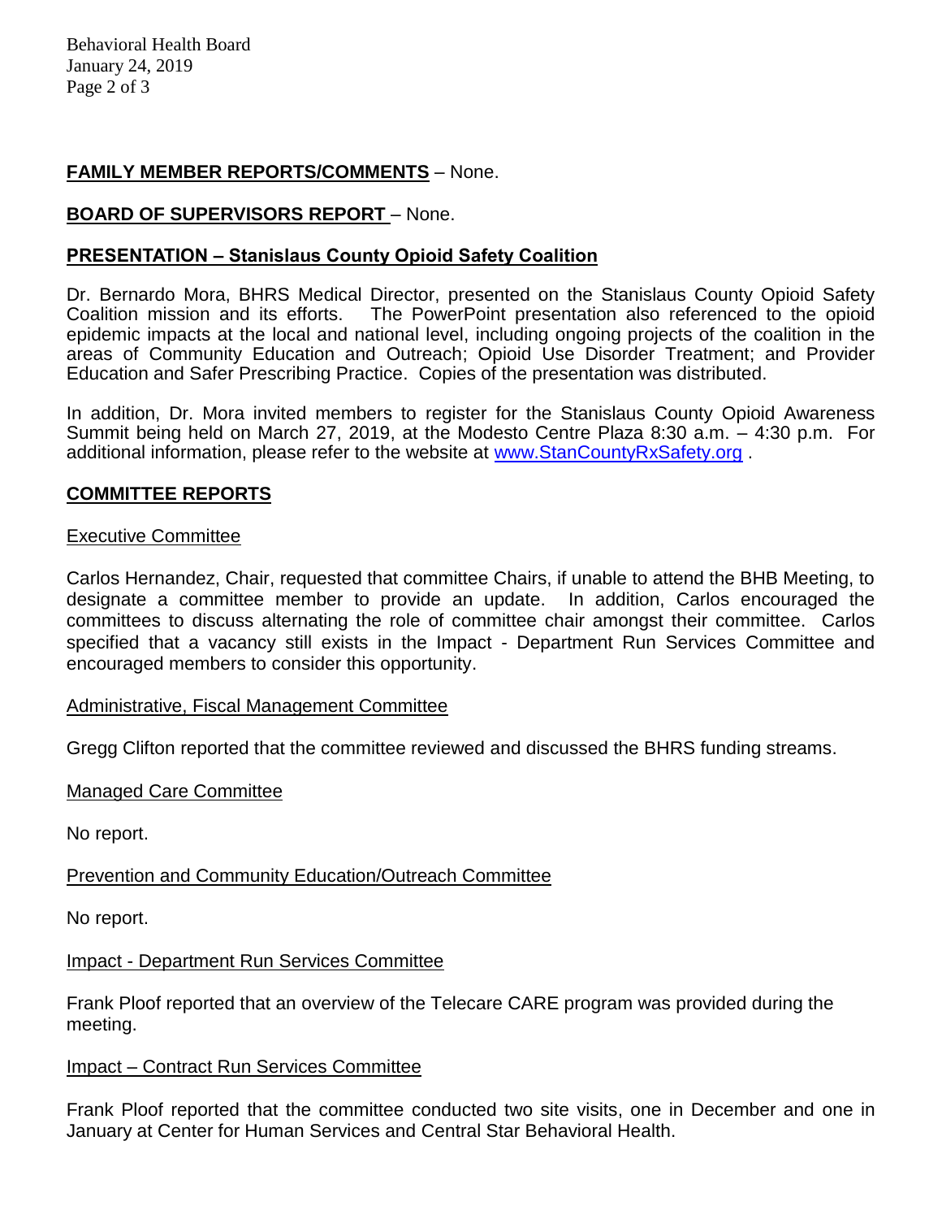**FAMILY MEMBER REPORTS/COMMENTS** – None.

**BOARD OF SUPERVISORS REPORT** – None.

**PRESENTATION – Stanislaus County Opioid Safety Coalition**

Dr. Bernardo Mora, BHRS Medical Director, presented on the Stanislaus County Opioid Safety Coalition mission and its efforts. The PowerPoint presentation also referenced to the opioid epidemic impacts at the local and national level, including ongoing projects of the coalition in the areas of Community Education and Outreach; Opioid Use Disorder Treatment; and Provider Education and Safer Prescribing Practice. Copies of the presentation was distributed.

In addition, Dr. Mora invited members to register for the Stanislaus County Opioid Awareness Summit being held on March 27, 2019, at the Modesto Centre Plaza 8:30 a.m. – 4:30 p.m. For additional information, please refer to the website at [www.StanCountyRxSafety.org](http://www.StanCountyRxSafety.org) .

**COMMITTEE REPORTS**

Executive Committee

Carlos Hernandez, Chair, requested that committee Chairs, if unable to attend the BHB Meeting, to designate a committee member to provide an update. In addition, Carlos encouraged the committees to discuss alternating the role of committee chair amongst their committee. Carlos specified that a vacancy still exists in the Impact - Department Run Services Committee and encouraged members to consider this opportunity.

Administrative, Fiscal Management Committee

Gregg Clifton reported that the committee reviewed and discussed the BHRS funding streams.

Managed Care Committee

No report.

Prevention and Community Education/Outreach Committee

No report.

Impact - Department Run Services Committee

Frank Ploof reported that an overview of the Telecare CARE program was provided during the meeting.

Impact – Contract Run Services Committee

Frank Ploof reported that the committee conducted two site visits, one in December and one in January at Center for Human Services and Central Star Behavioral Health.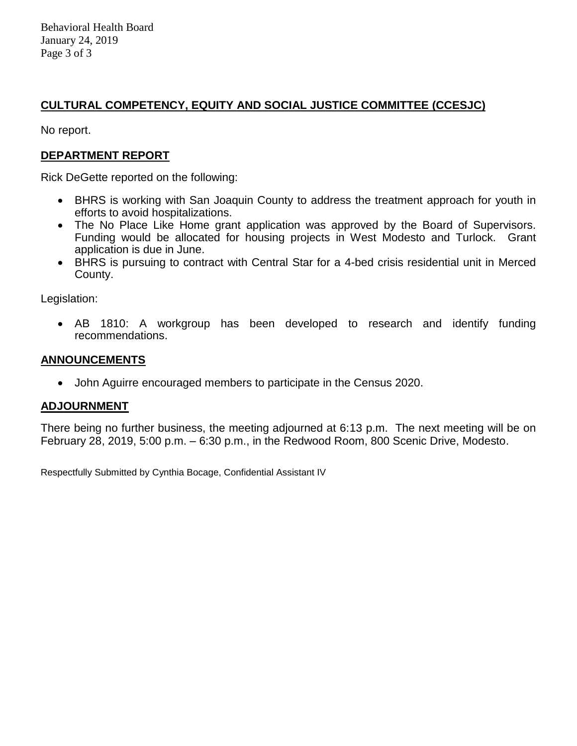## CULTURAL COMPETENCY, EQUITY AND SOCIAL JUSTICE COMMITTEE (CCESJC)

No report.

## DEPARTMENT REPORT

Rick DeGette reported on the following:

- BHRS is working with San Joaquin County to address the treatment approach for youth in efforts to avoid hospitalizations.
- The No Place Like Home grant application was approved by the Board of Supervisors. Funding would be allocated for housing projects in West Modesto and Turlock. Grant application is due in June.
- BHRS is pursuing to contract with Central Star for a 4-bed crisis residential unit in Merced County.

Legislation:

- AB 1810: A workgroup has been developed to research and identify funding recommendations.

## ANNOUNCEMENTS

- John Aguirre encouraged members to participate in the Census 2020.

## ADJOURNMENT

There being no further business, the meeting adjourned at 6:13 p.m. The next meeting will be on February 28, 2019, 5:00 p.m. – 6:30 p.m., in the Redwood Room, 800 Scenic Drive, Modesto.

Respectfully Submitted by Cynthia Bocage, Confidential Assistant IV